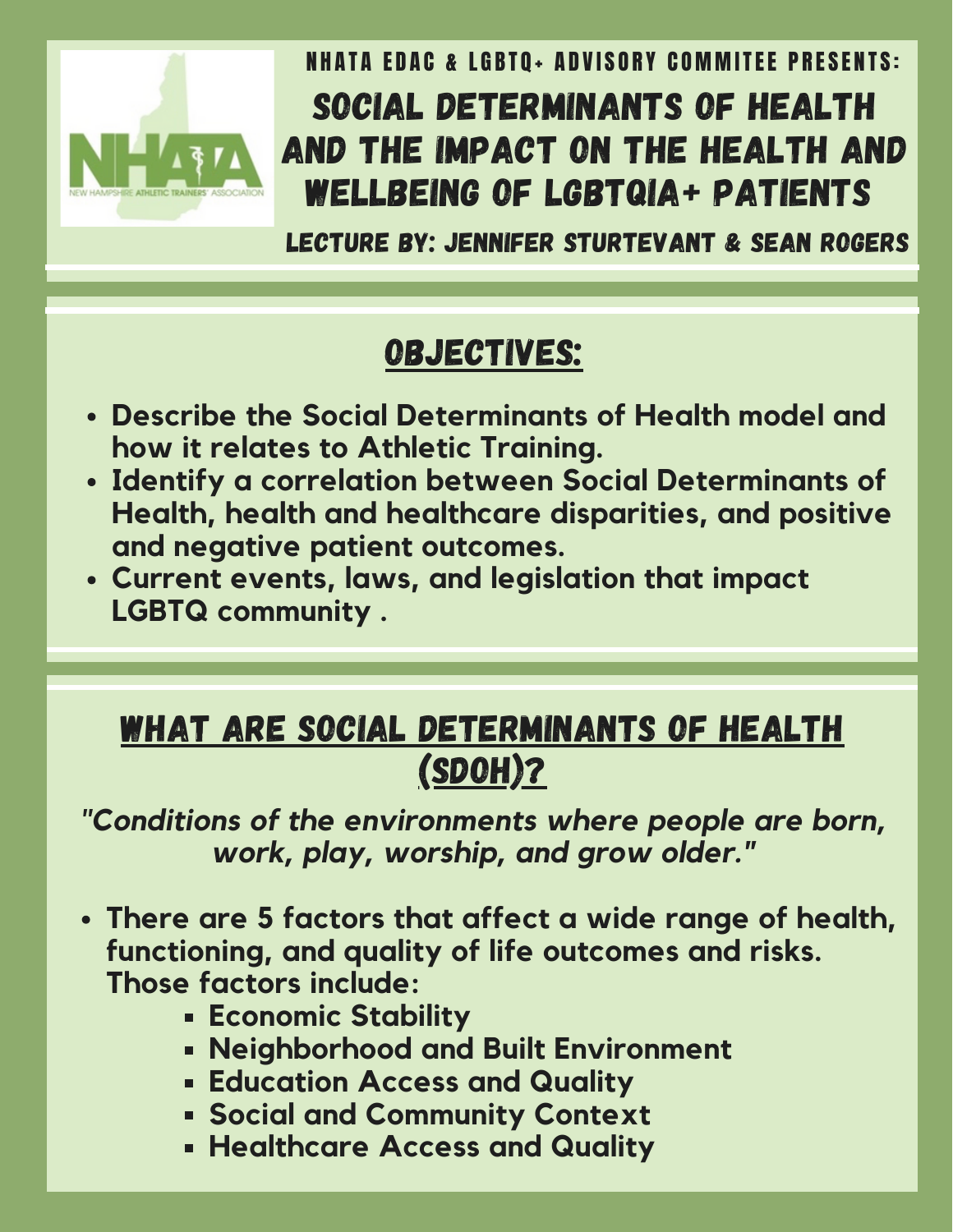NHATA EDAC & LGBTQ+ ADVISORY COMMITEE PRESENTS:

# SOCIAL DETERMINANTS OF HEALTH AND THE IMPACT ON THE HEALTH AND WELLBEING OF LGBTQIA+ PATIENTS

LECTURE BY: JENNIFER STURTEVANT & SEAN ROGERS

## OBJECTIVES:

- **Describe the Social Determinants of Health model and how it relates to Athletic Training.**
- **Identify a correlation between Social Determinants of Health, health and healthcare disparities, and positive and negative patient outcomes.**
- **Current events, laws, and legislation that impact LGBTQ community .**

## WHAT ARE SOCIAL DETERMINANTS OF HEALTH (SDOH)?

***"Conditions of the environments where people are born, work, play, worship, and grow older."***

- **There are 5 factors that affect a wide range of health, functioning, and quality of life outcomes and risks. Those factors include:**
  - **Economic Stability**
  - **Neighborhood and Built Environment**
  - **Education Access and Quality**
  - **Social and Community Context**
  - **Healthcare Access and Quality**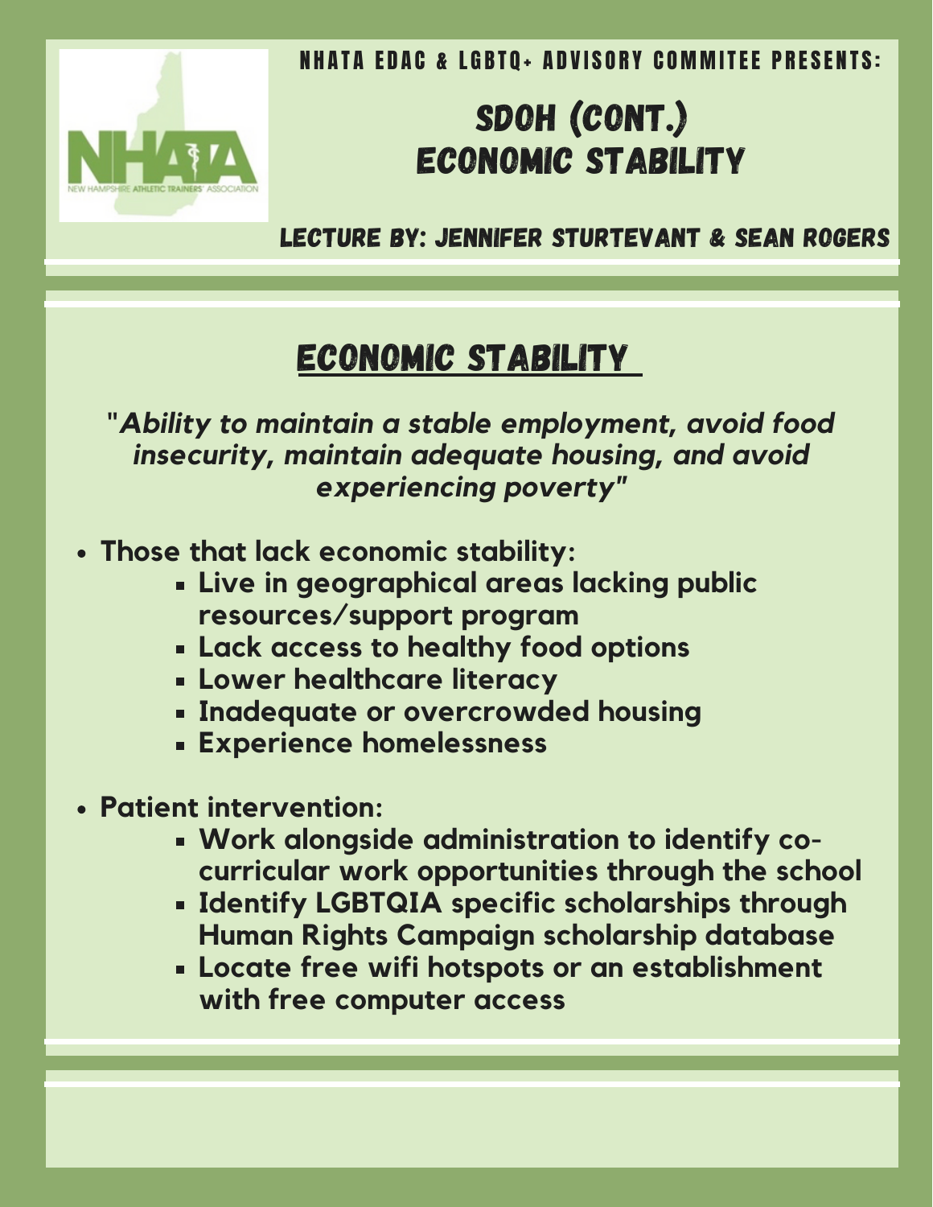NHATA EDAC & LGBTQ+ ADVISORY COMMITEE PRESENTS:

# SDOH (CONT.) ECONOMIC STABILITY

LECTURE BY: JENNIFER STURTEVANT & SEAN ROGERS

## ECONOMIC STABILITY

"*Ability to maintain a stable employment, avoid food insecurity, maintain adequate housing, and avoid experiencing poverty*"

- **Those that lack economic stability:**
  - **Live in geographical areas lacking public resources/support program**
  - **Lack access to healthy food options**
  - **Lower healthcare literacy**
  - **Inadequate or overcrowded housing**
  - **Experience homelessness**
- **Patient intervention:**
  - **Work alongside administration to identify co-curricular work opportunities through the school**
  - **Identify LGBTQIA specific scholarships through Human Rights Campaign scholarship database**
  - **Locate free wifi hotspots or an establishment with free computer access**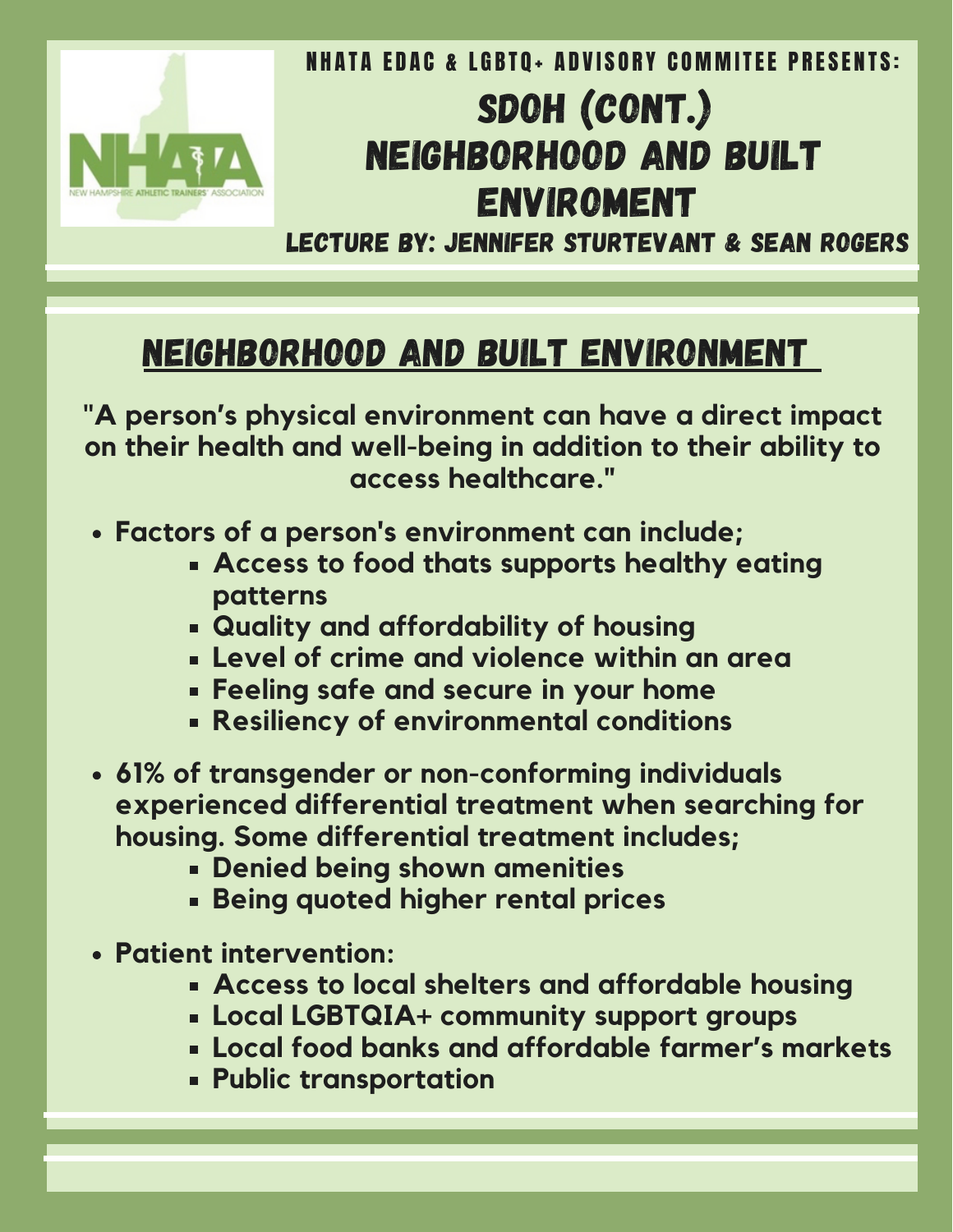NHATA EDAC & LGBTQ+ ADVISORY COMMITEE PRESENTS:

# SDOH (CONT.) NEIGHBORHOOD AND BUILT ENVIROMENT

LECTURE BY: JENNIFER STURTEVANT & SEAN ROGERS

## NEIGHBORHOOD AND BUILT ENVIRONMENT

**"A person's physical environment can have a direct impact on their health and well-being in addition to their ability to access healthcare."**

- **Factors of a person's environment can include;**
  - **Access to food thats supports healthy eating patterns**
  - **Quality and affordability of housing**
  - **Level of crime and violence within an area**
  - **Feeling safe and secure in your home**
  - **Resiliency of environmental conditions**
- **61% of transgender or non-conforming individuals experienced differential treatment when searching for housing. Some differential treatment includes;**
  - **Denied being shown amenities**
  - **Being quoted higher rental prices**
- **Patient intervention:**
  - **Access to local shelters and affordable housing**
  - **Local LGBTQIA+ community support groups**
  - **Local food banks and affordable farmer's markets**
  - **Public transportation**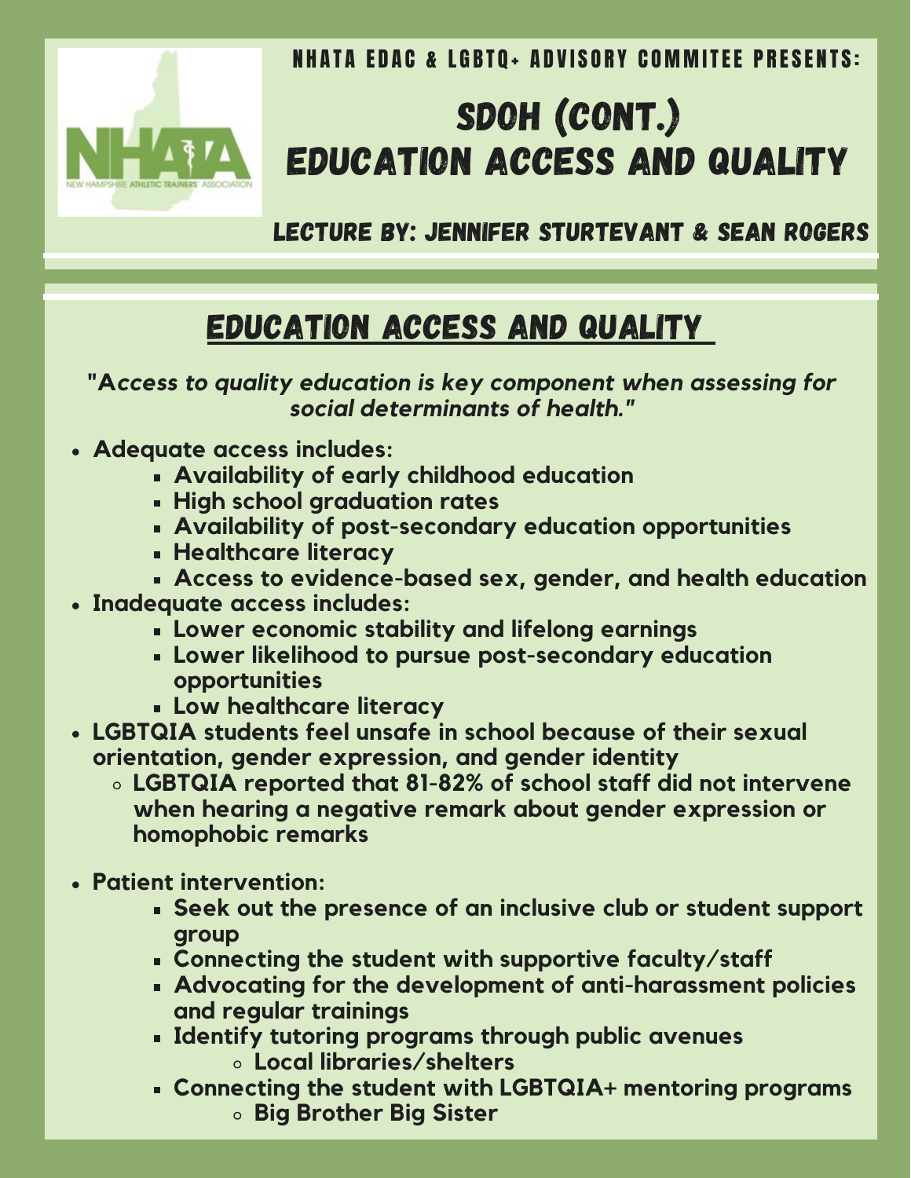NHATA EDAC & LGBTQ+ ADVISORY COMMITEE PRESENTS:

# SDOH (CONT.) EDUCATION ACCESS AND QUALITY

### LECTURE BY: JENNIFER STURTEVANT & SEAN ROGERS

## EDUCATION ACCESS AND QUALITY

***"Access to quality education is key component when assessing for social determinants of health."***

- **Adequate access includes:**
  - **Availability of early childhood education**
  - **High school graduation rates**
  - **Availability of post-secondary education opportunities**
  - **Healthcare literacy**
  - **Access to evidence-based sex, gender, and health education**
- **Inadequate access includes:**
  - **Lower economic stability and lifelong earnings**
  - **Lower likelihood to pursue post-secondary education opportunities**
  - **Low healthcare literacy**
- **LGBTQIA students feel unsafe in school because of their sexual orientation, gender expression, and gender identity**
  - **LGBTQIA reported that 81-82% of school staff did not intervene when hearing a negative remark about gender expression or homophobic remarks**
- **Patient intervention:**
  - **Seek out the presence of an inclusive club or student support group**
  - **Connecting the student with supportive faculty/staff**
  - **Advocating for the development of anti-harassment policies and regular trainings**
  - **Identify tutoring programs through public avenues**
    - **Local libraries/shelters**
  - **Connecting the student with LGBTQIA+ mentoring programs**
    - **Big Brother Big Sister**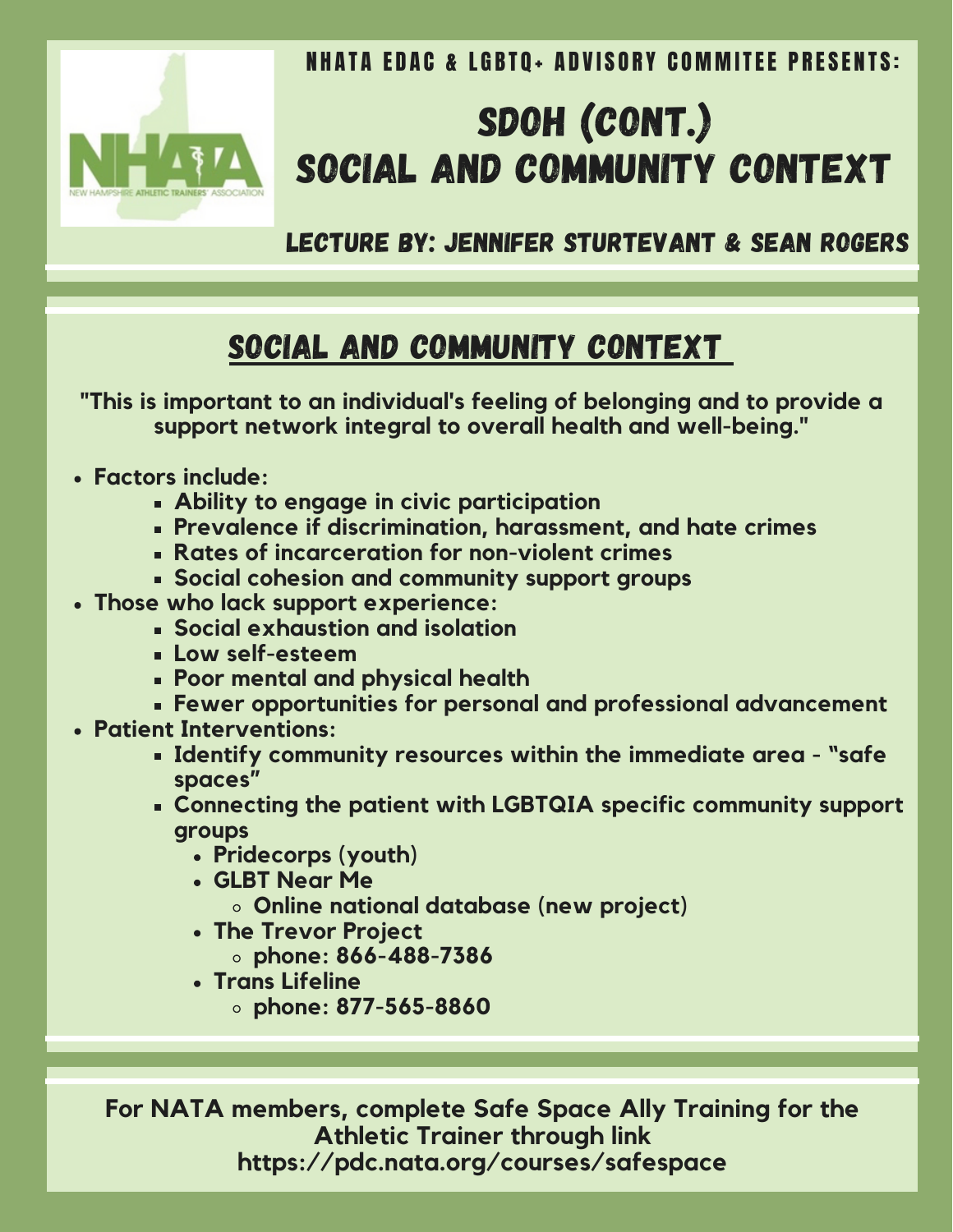NHATA EDAC & LGBTQ+ ADVISORY COMMITEE PRESENTS:

# SDOH (CONT.) SOCIAL AND COMMUNITY CONTEXT

### LECTURE BY: JENNIFER STURTEVANT & SEAN ROGERS

## SOCIAL AND COMMUNITY CONTEXT

**"This is important to an individual's feeling of belonging and to provide a support network integral to overall health and well-being."**

- **Factors include:**
  - **Ability to engage in civic participation**
  - **Prevalence if discrimination, harassment, and hate crimes**
  - **Rates of incarceration for non-violent crimes**
  - **Social cohesion and community support groups**
- **Those who lack support experience:**
  - **Social exhaustion and isolation**
  - **Low self-esteem**
  - **Poor mental and physical health**
  - **Fewer opportunities for personal and professional advancement**
- **Patient Interventions:**
  - **Identify community resources within the immediate area - "safe spaces"**
  - **Connecting the patient with LGBTQIA specific community support groups**
    - **Pridecorps (youth)**
    - **GLBT Near Me**
      - **Online national database (new project)**
    - **The Trevor Project**
      - **phone: 866-488-7386**
    - **Trans Lifeline**
      - **phone: 877-565-8860**

**For NATA members, complete Safe Space Ally Training for the Athletic Trainer through link https://pdc.nata.org/courses/safespace**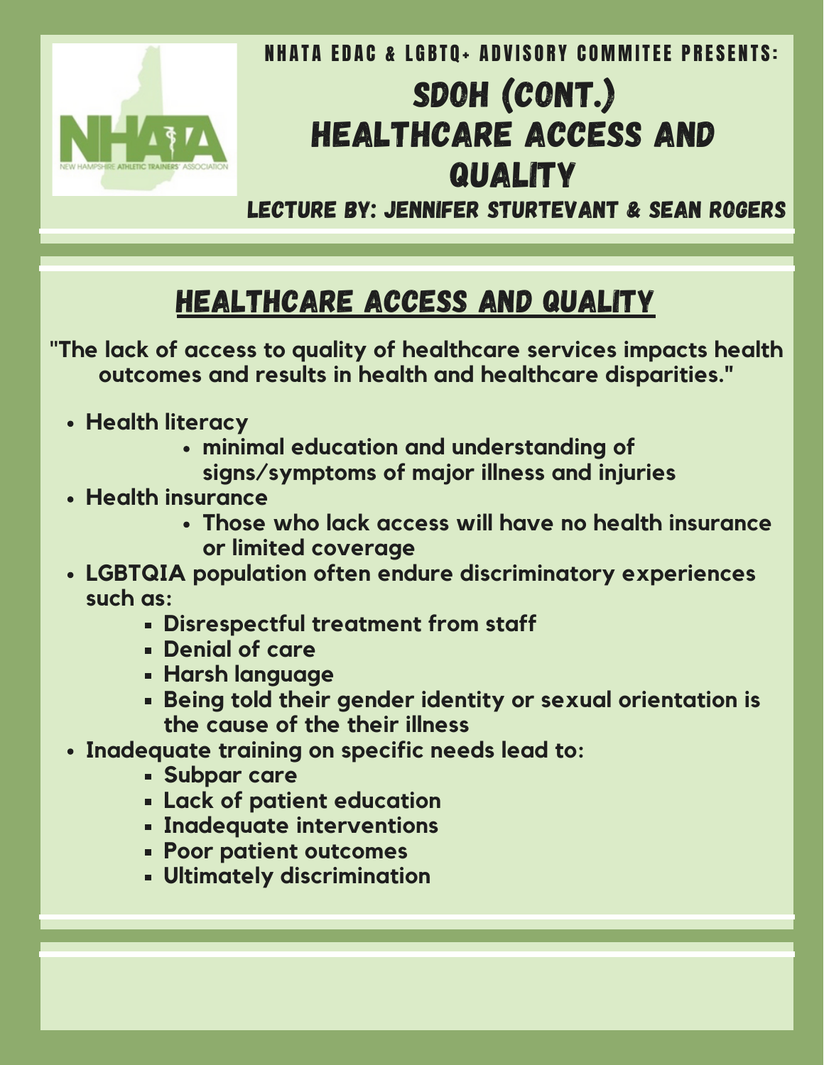NHATA EDAC & LGBTQ+ ADVISORY COMMITEE PRESENTS:

# SDOH (CONT.) HEALTHCARE ACCESS AND QUALITY

LECTURE BY: JENNIFER STURTEVANT & SEAN ROGERS

## HEALTHCARE ACCESS AND QUALITY

**"The lack of access to quality of healthcare services impacts health outcomes and results in health and healthcare disparities."**

- **Health literacy**
  - **minimal education and understanding of signs/symptoms of major illness and injuries**
- **Health insurance**
  - **Those who lack access will have no health insurance or limited coverage**
- **LGBTQIA population often endure discriminatory experiences such as:**
  - **Disrespectful treatment from staff**
  - **Denial of care**
  - **Harsh language**
  - **Being told their gender identity or sexual orientation is the cause of the their illness**
- **Inadequate training on specific needs lead to:**
  - **Subpar care**
  - **Lack of patient education**
  - **Inadequate interventions**
  - **Poor patient outcomes**
  - **Ultimately discrimination**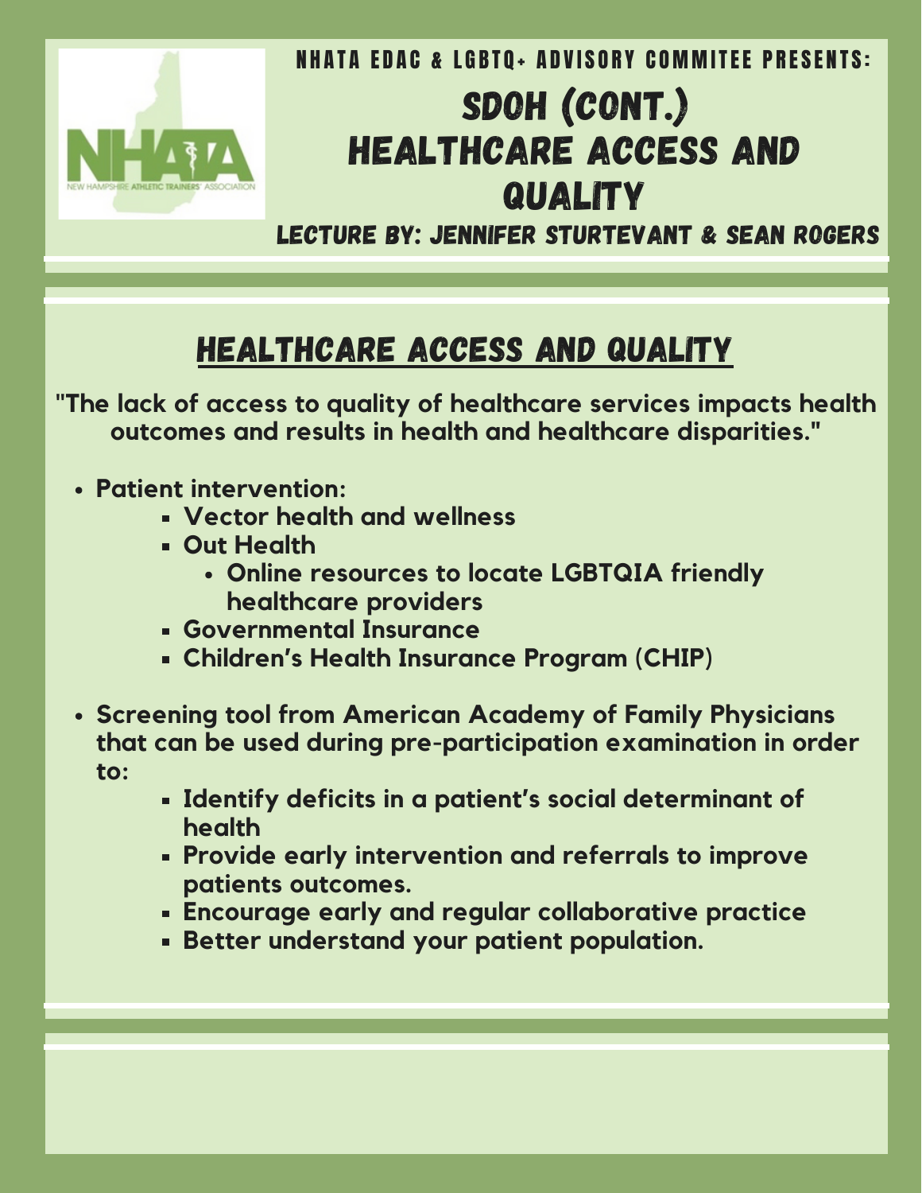NHATA EDAC & LGBTQ+ ADVISORY COMMITEE PRESENTS:

# SDOH (CONT.) HEALTHCARE ACCESS AND QUALITY

LECTURE BY: JENNIFER STURTEVANT & SEAN ROGERS

## HEALTHCARE ACCESS AND QUALITY

**"The lack of access to quality of healthcare services impacts health outcomes and results in health and healthcare disparities."**

- **Patient intervention:**
  - **Vector health and wellness**
  - **Out Health**
    - **Online resources to locate LGBTQIA friendly healthcare providers**
  - **Governmental Insurance**
  - **Children's Health Insurance Program (CHIP)**

- **Screening tool from American Academy of Family Physicians that can be used during pre-participation examination in order to:**
  - **Identify deficits in a patient's social determinant of health**
  - **Provide early intervention and referrals to improve patients outcomes.**
  - **Encourage early and regular collaborative practice**
  - **Better understand your patient population.**